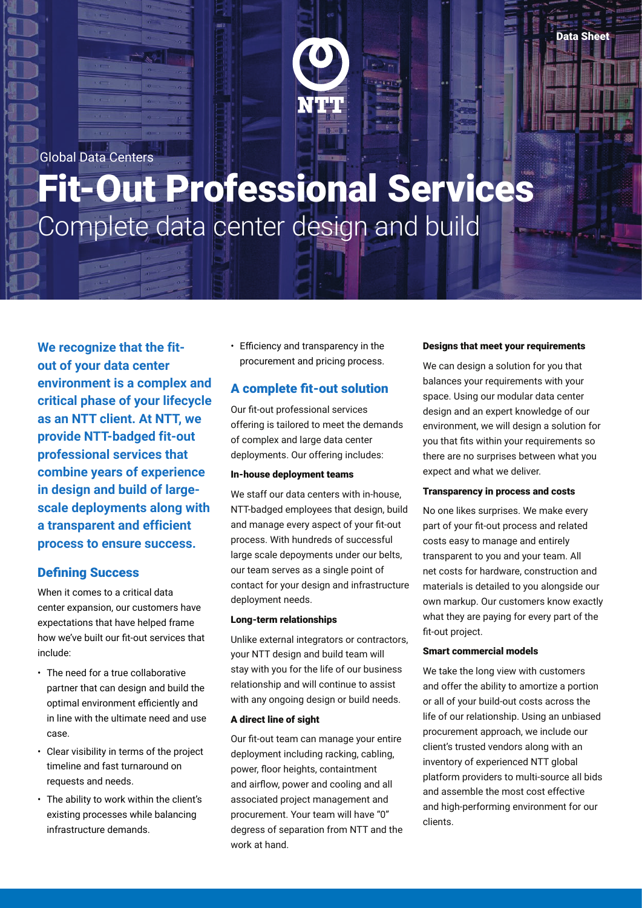Data Sheet

Global Data Centers

# Fit-Out Professional Services

## Complete data center design and build

**We recognize that the fit-out of your data center environment is a complex and critical phase of your lifecycle as an NTT client. At NTT, we provide NTT-badged fit-out professional services that combine years of experience in design and build of large-scale deployments along with a transparent and efficient process to ensure success.**

## Defining Success

When it comes to a critical data center expansion, our customers have expectations that have helped frame how we've built our fit-out services that include:

- The need for a true collaborative partner that can design and build the optimal environment efficiently and in line with the ultimate need and use case.
- Clear visibility in terms of the project timeline and fast turnaround on requests and needs.
- The ability to work within the client's existing processes while balancing infrastructure demands.
- Efficiency and transparency in the procurement and pricing process.

## A complete fit-out solution

Our fit-out professional services offering is tailored to meet the demands of complex and large data center deployments. Our offering includes:

#### In-house deployment teams

We staff our data centers with in-house, NTT-badged employees that design, build and manage every aspect of your fit-out process. With hundreds of successful large scale depoyments under our belts, our team serves as a single point of contact for your design and infrastructure deployment needs.

#### Long-term relationships

Unlike external integrators or contractors, your NTT design and build team will stay with you for the life of our business relationship and will continue to assist with any ongoing design or build needs.

#### A direct line of sight

Our fit-out team can manage your entire deployment including racking, cabling, power, floor heights, containtment and airflow, power and cooling and all associated project management and procurement. Your team will have "0" degress of separation from NTT and the work at hand.

#### Designs that meet your requirements

We can design a solution for you that balances your requirements with your space. Using our modular data center design and an expert knowledge of our environment, we will design a solution for you that fits within your requirements so there are no surprises between what you expect and what we deliver.

#### Transparency in process and costs

No one likes surprises. We make every part of your fit-out process and related costs easy to manage and entirely transparent to you and your team. All net costs for hardware, construction and materials is detailed to you alongside our own markup. Our customers know exactly what they are paying for every part of the fit-out project.

#### Smart commercial models

We take the long view with customers and offer the ability to amortize a portion or all of your build-out costs across the life of our relationship. Using an unbiased procurement approach, we include our client's trusted vendors along with an inventory of experienced NTT global platform providers to multi-source all bids and assemble the most cost effective and high-performing environment for our clients.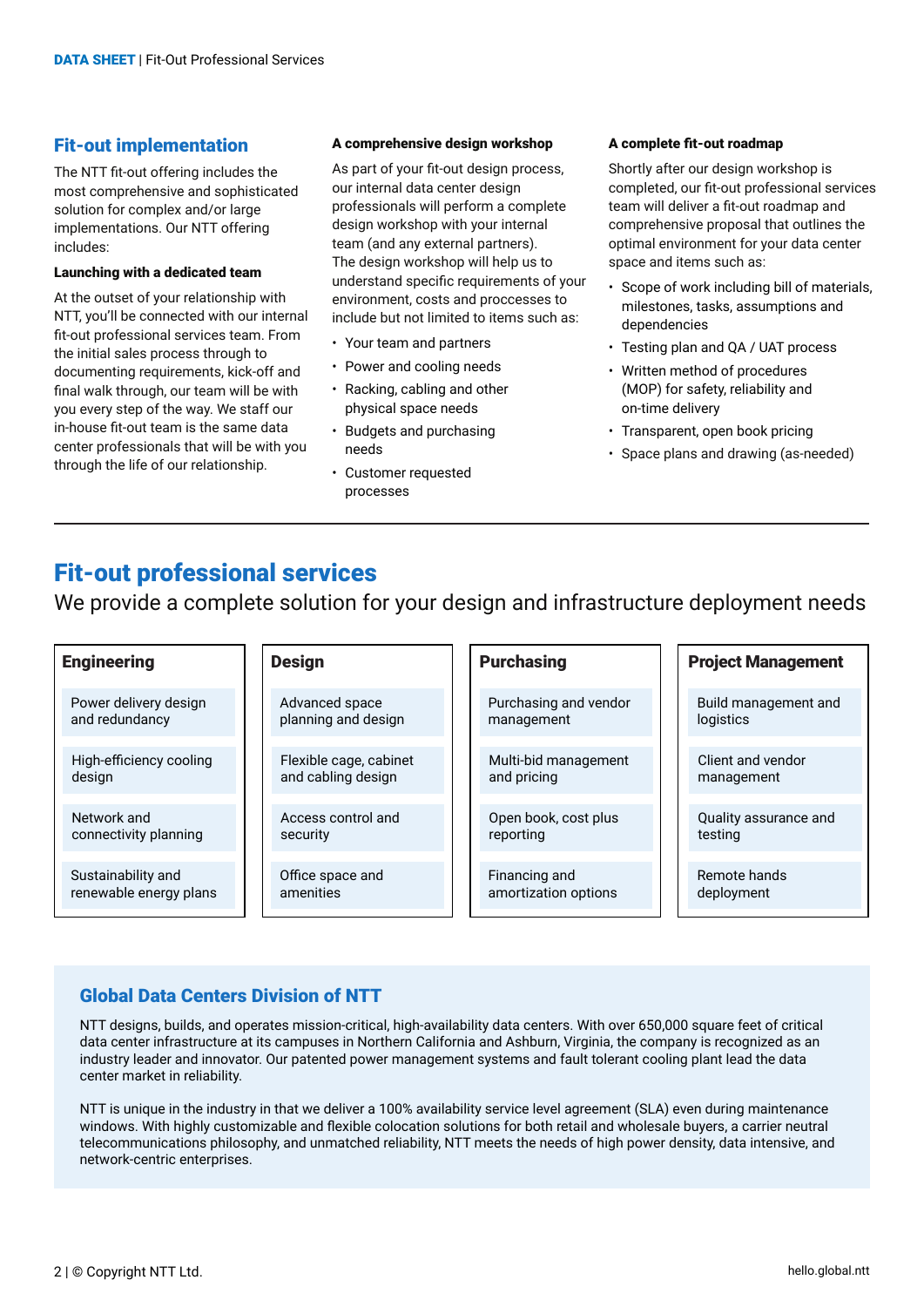## Fit-out implementation

The NTT fit-out offering includes the most comprehensive and sophisticated solution for complex and/or large implementations. Our NTT offering includes:

### Launching with a dedicated team

At the outset of your relationship with NTT, you'll be connected with our internal fit-out professional services team. From the initial sales process through to documenting requirements, kick-off and final walk through, our team will be with you every step of the way. We staff our in-house fit-out team is the same data center professionals that will be with you through the life of our relationship.

### A comprehensive design workshop

As part of your fit-out design process, our internal data center design professionals will perform a complete design workshop with your internal team (and any external partners). The design workshop will help us to understand specific requirements of your environment, costs and proccesses to include but not limited to items such as:

- Your team and partners
- Power and cooling needs
- Racking, cabling and other physical space needs
- Budgets and purchasing needs
- Customer requested processes

### A complete fit-out roadmap

Shortly after our design workshop is completed, our fit-out professional services team will deliver a fit-out roadmap and comprehensive proposal that outlines the optimal environment for your data center space and items such as:

- Scope of work including bill of materials, milestones, tasks, assumptions and dependencies
- Testing plan and QA / UAT process
- Written method of procedures (MOP) for safety, reliability and on-time delivery
- Transparent, open book pricing
- Space plans and drawing (as-needed)

## Fit-out professional services

We provide a complete solution for your design and infrastructure deployment needs

| Engineering | Design | Purchasing | Project Management |
|---|---|---|---|
| Power delivery design and redundancy | Advanced space planning and design | Purchasing and vendor management | Build management and logistics |
| High-efficiency cooling design | Flexible cage, cabinet and cabling design | Multi-bid management and pricing | Client and vendor management |
| Network and connectivity planning | Access control and security | Open book, cost plus reporting | Quality assurance and testing |
| Sustainability and renewable energy plans | Office space and amenities | Financing and amortization options | Remote hands deployment |

### Global Data Centers Division of NTT

NTT designs, builds, and operates mission-critical, high-availability data centers. With over 650,000 square feet of critical data center infrastructure at its campuses in Northern California and Ashburn, Virginia, the company is recognized as an industry leader and innovator. Our patented power management systems and fault tolerant cooling plant lead the data center market in reliability.

NTT is unique in the industry in that we deliver a 100% availability service level agreement (SLA) even during maintenance windows. With highly customizable and flexible colocation solutions for both retail and wholesale buyers, a carrier neutral telecommunications philosophy, and unmatched reliability, NTT meets the needs of high power density, data intensive, and network-centric enterprises.

© Copyright NTT Ltd.

hello.global.ntt